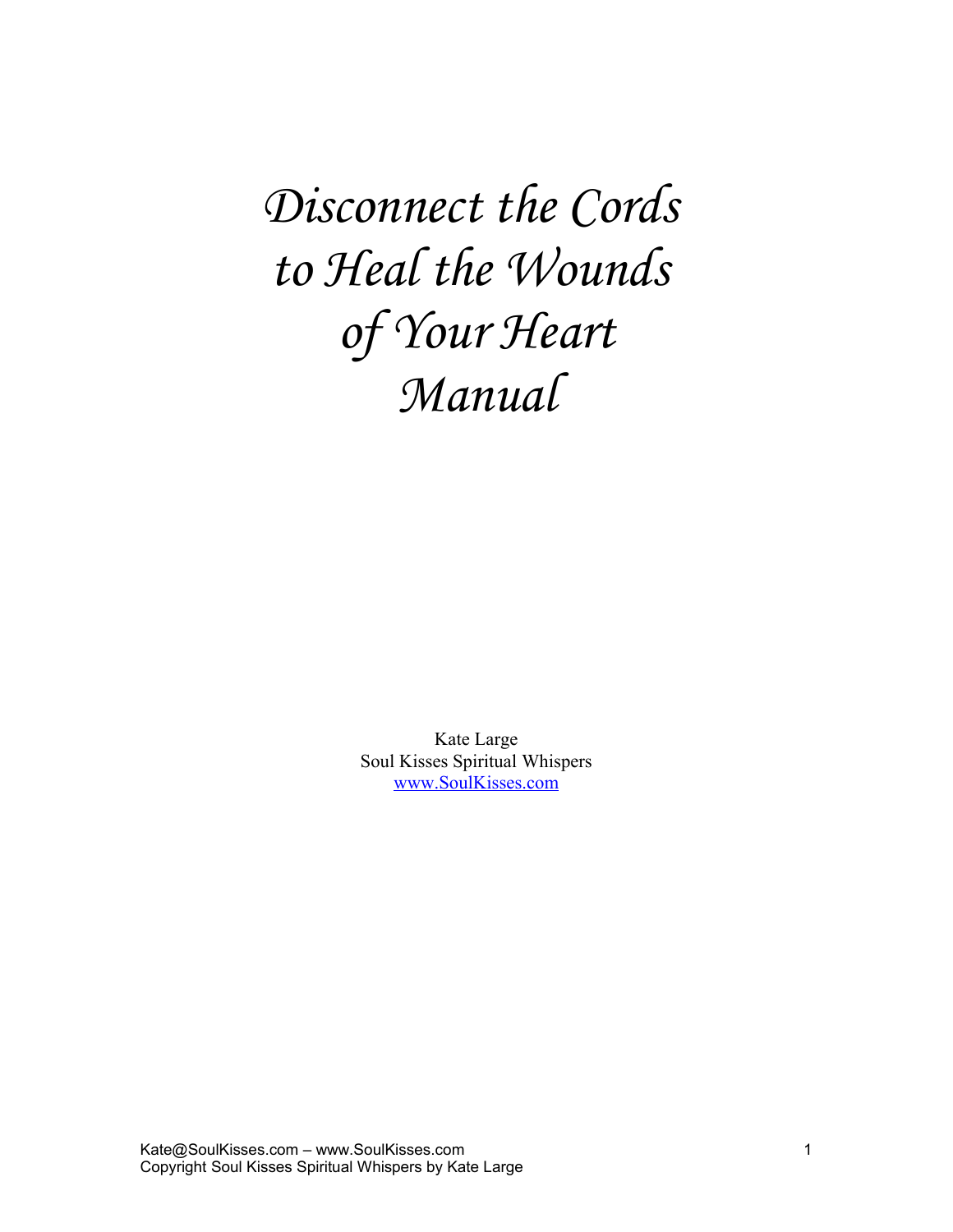# *Disconnect the Cords to Heal the Wounds of Your Heart Manual*

Kate Large
Soul Kisses Spiritual Whispers
www.SoulKisses.com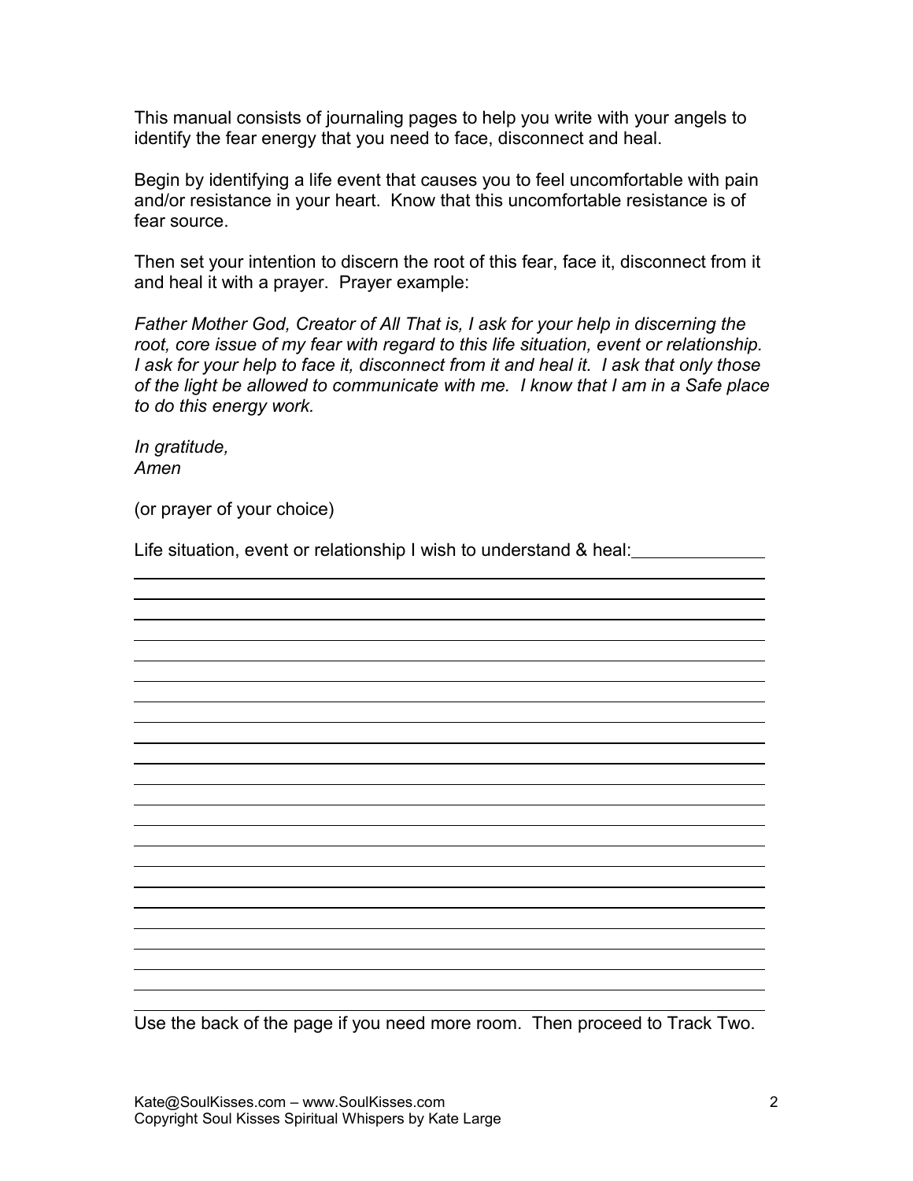This manual consists of journaling pages to help you write with your angels to identify the fear energy that you need to face, disconnect and heal.

Begin by identifying a life event that causes you to feel uncomfortable with pain and/or resistance in your heart. Know that this uncomfortable resistance is of fear source.

Then set your intention to discern the root of this fear, face it, disconnect from it and heal it with a prayer. Prayer example:

*Father Mother God, Creator of All That is, I ask for your help in discerning the root, core issue of my fear with regard to this life situation, event or relationship. I ask for your help to face it, disconnect from it and heal it. I ask that only those of the light be allowed to communicate with me. I know that I am in a Safe place to do this energy work.*

*In gratitude,*
*Amen*

(or prayer of your choice)

Life situation, event or relationship I wish to understand & heal: ______________

Use the back of the page if you need more room. Then proceed to Track Two.

Kate@SoulKisses.com – www.SoulKisses.com
Copyright Soul Kisses Spiritual Whispers by Kate Large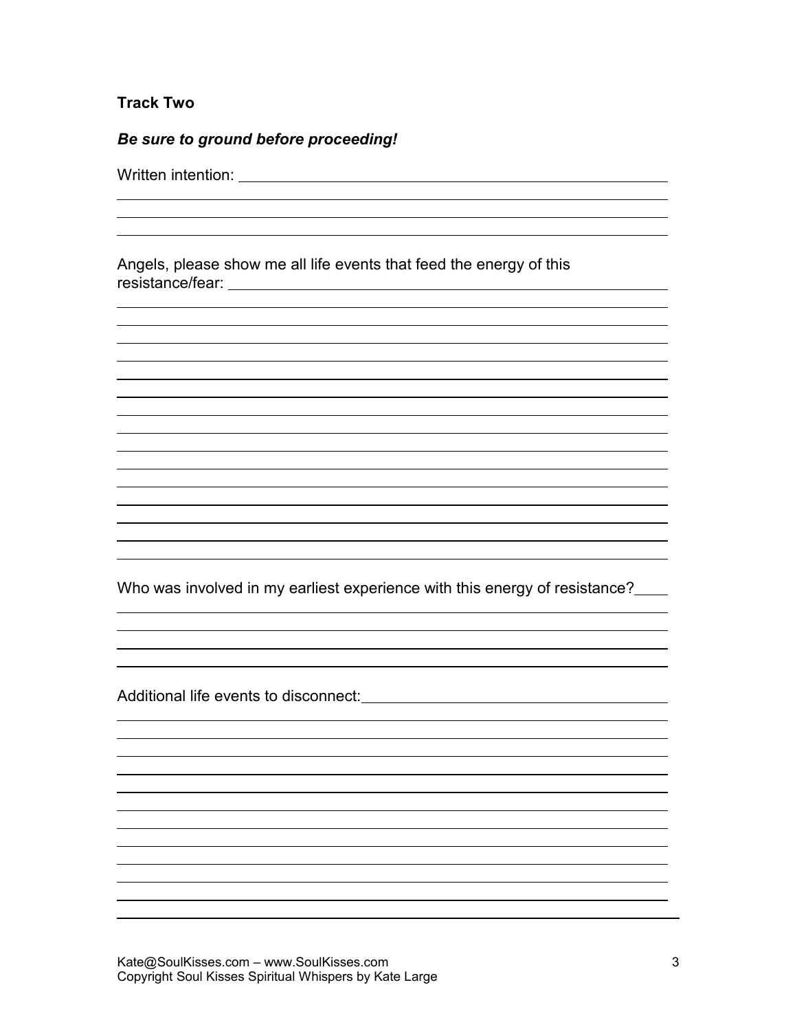**Track Two**

***Be sure to ground before proceeding!***

Written intention: \_\_\_\_\_\_\_\_\_\_\_\_\_\_\_\_\_\_\_\_\_\_\_\_\_\_\_\_\_\_\_\_\_\_\_\_\_\_\_\_\_\_\_\_

Angels, please show me all life events that feed the energy of this resistance/fear: \_\_\_\_\_\_\_\_\_\_\_\_\_\_\_\_\_\_\_\_\_\_\_\_\_\_\_\_\_\_\_\_\_\_\_\_\_\_\_\_\_\_\_\_

Who was involved in my earliest experience with this energy of resistance? \_\_\_\_

Additional life events to disconnect: \_\_\_\_\_\_\_\_\_\_\_\_\_\_\_\_\_\_\_\_\_\_\_\_\_\_\_\_\_\_\_\_

Kate@SoulKisses.com – www.SoulKisses.com
Copyright Soul Kisses Spiritual Whispers by Kate Large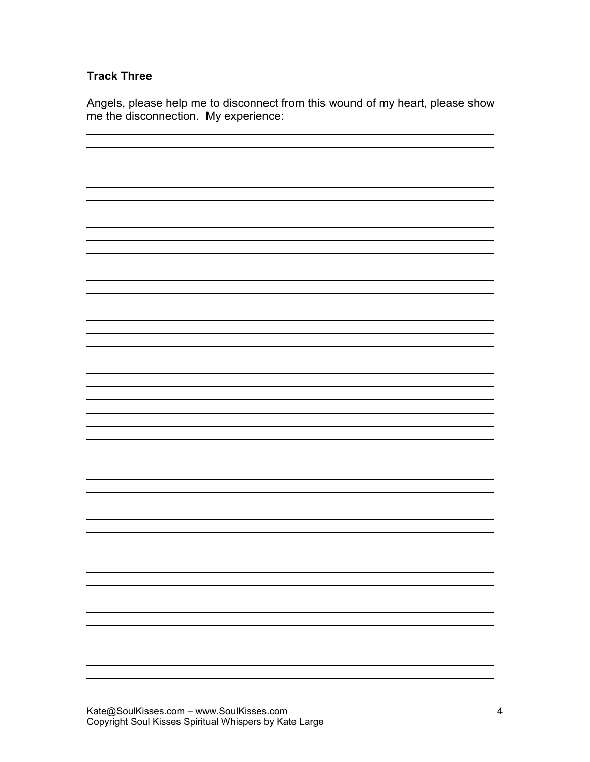**Track Three**

Angels, please help me to disconnect from this wound of my heart, please show me the disconnection. My experience: ___________________________________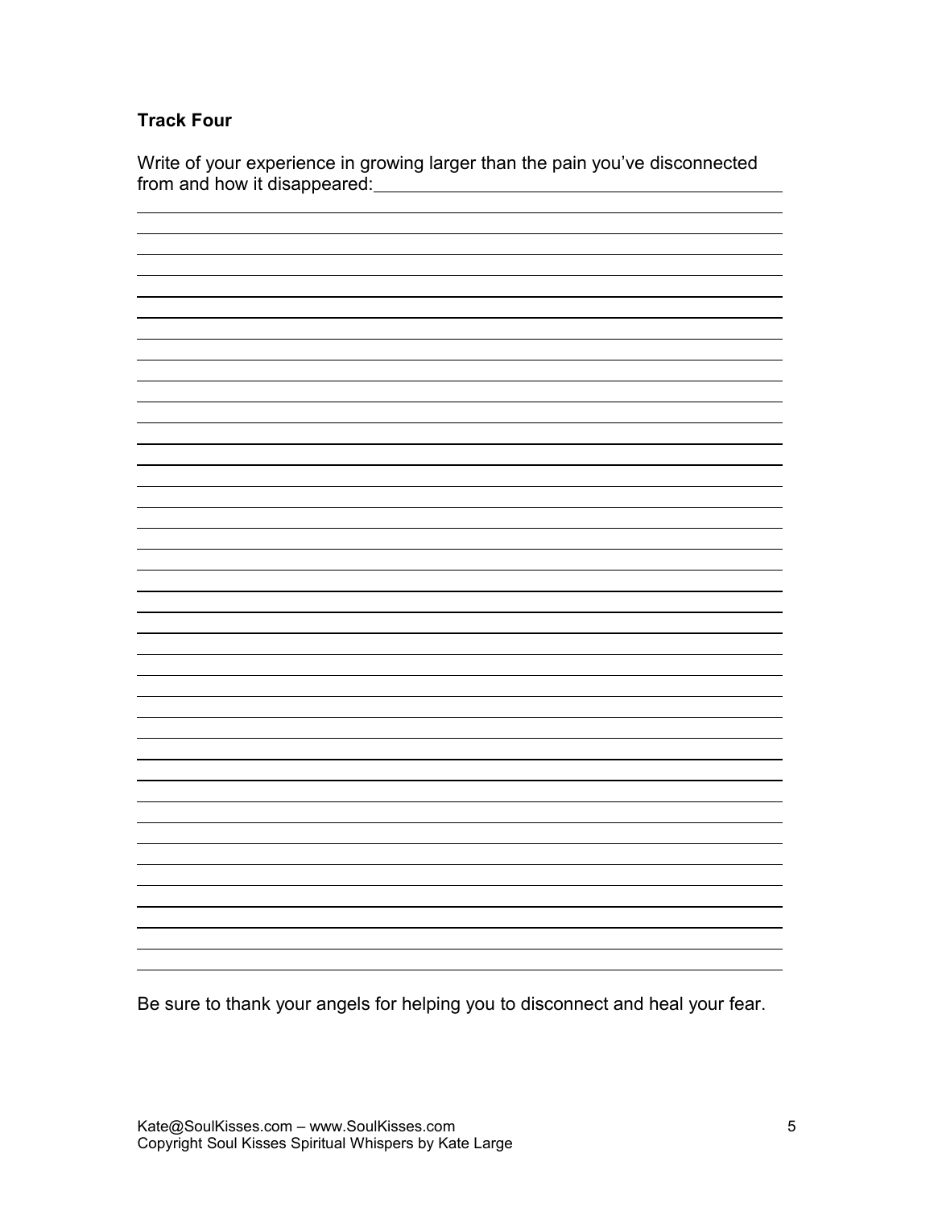**Track Four**

Write of your experience in growing larger than the pain you've disconnected from and how it disappeared:

Be sure to thank your angels for helping you to disconnect and heal your fear.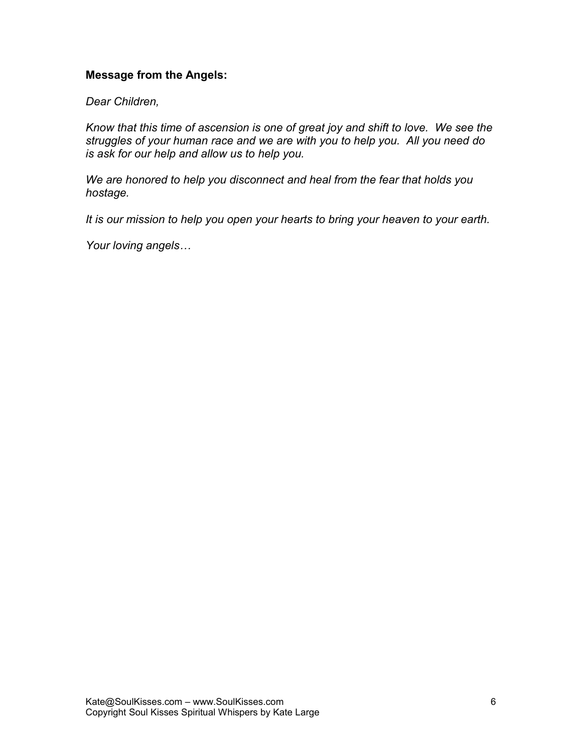**Message from the Angels:**

*Dear Children,*

*Know that this time of ascension is one of great joy and shift to love. We see the struggles of your human race and we are with you to help you. All you need do is ask for our help and allow us to help you.*

*We are honored to help you disconnect and heal from the fear that holds you hostage.*

*It is our mission to help you open your hearts to bring your heaven to your earth.*

*Your loving angels…*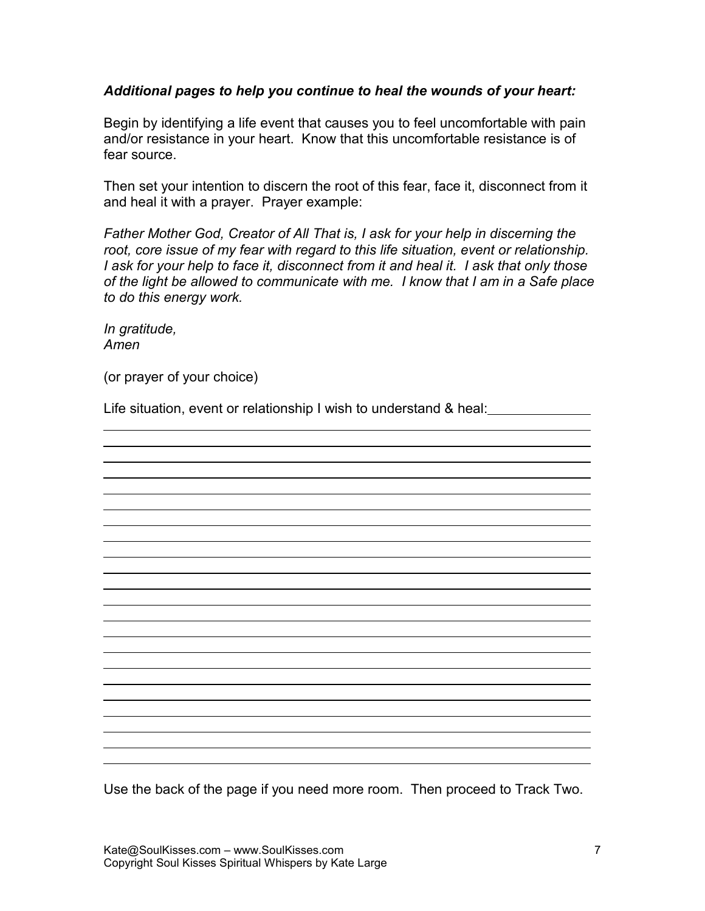***Additional pages to help you continue to heal the wounds of your heart:***

Begin by identifying a life event that causes you to feel uncomfortable with pain and/or resistance in your heart. Know that this uncomfortable resistance is of fear source.

Then set your intention to discern the root of this fear, face it, disconnect from it and heal it with a prayer. Prayer example:

*Father Mother God, Creator of All That is, I ask for your help in discerning the root, core issue of my fear with regard to this life situation, event or relationship. I ask for your help to face it, disconnect from it and heal it. I ask that only those of the light be allowed to communicate with me. I know that I am in a Safe place to do this energy work.*

*In gratitude,*
*Amen*

(or prayer of your choice)

Life situation, event or relationship I wish to understand & heal: ______________

Use the back of the page if you need more room. Then proceed to Track Two.

Kate@SoulKisses.com – www.SoulKisses.com
Copyright Soul Kisses Spiritual Whispers by Kate Large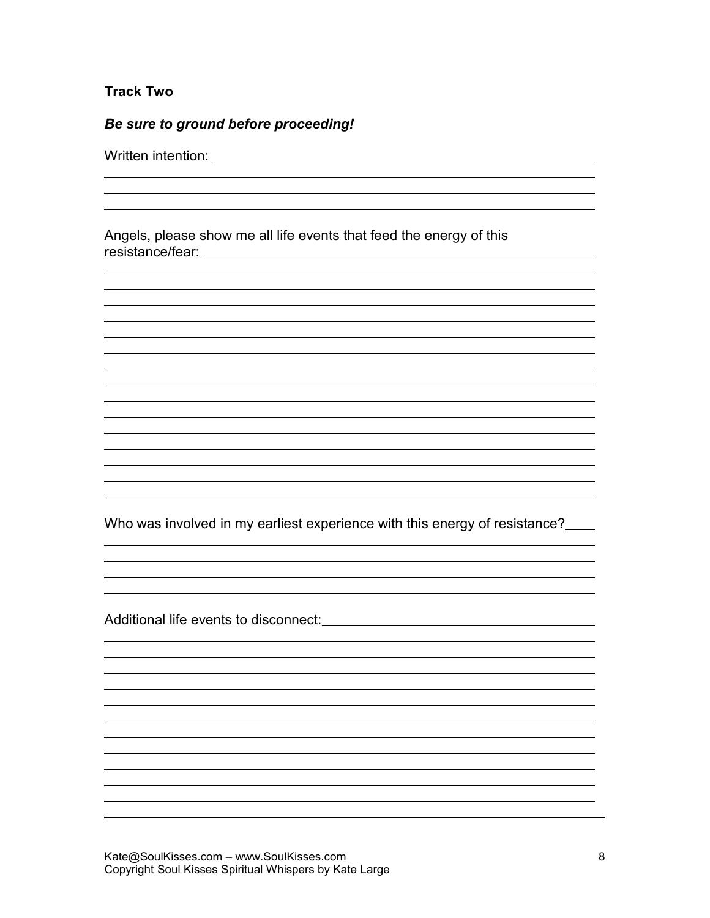**Track Two**

***Be sure to ground before proceeding!***

Written intention: 

Angels, please show me all life events that feed the energy of this resistance/fear: 

Who was involved in my earliest experience with this energy of resistance?

Additional life events to disconnect: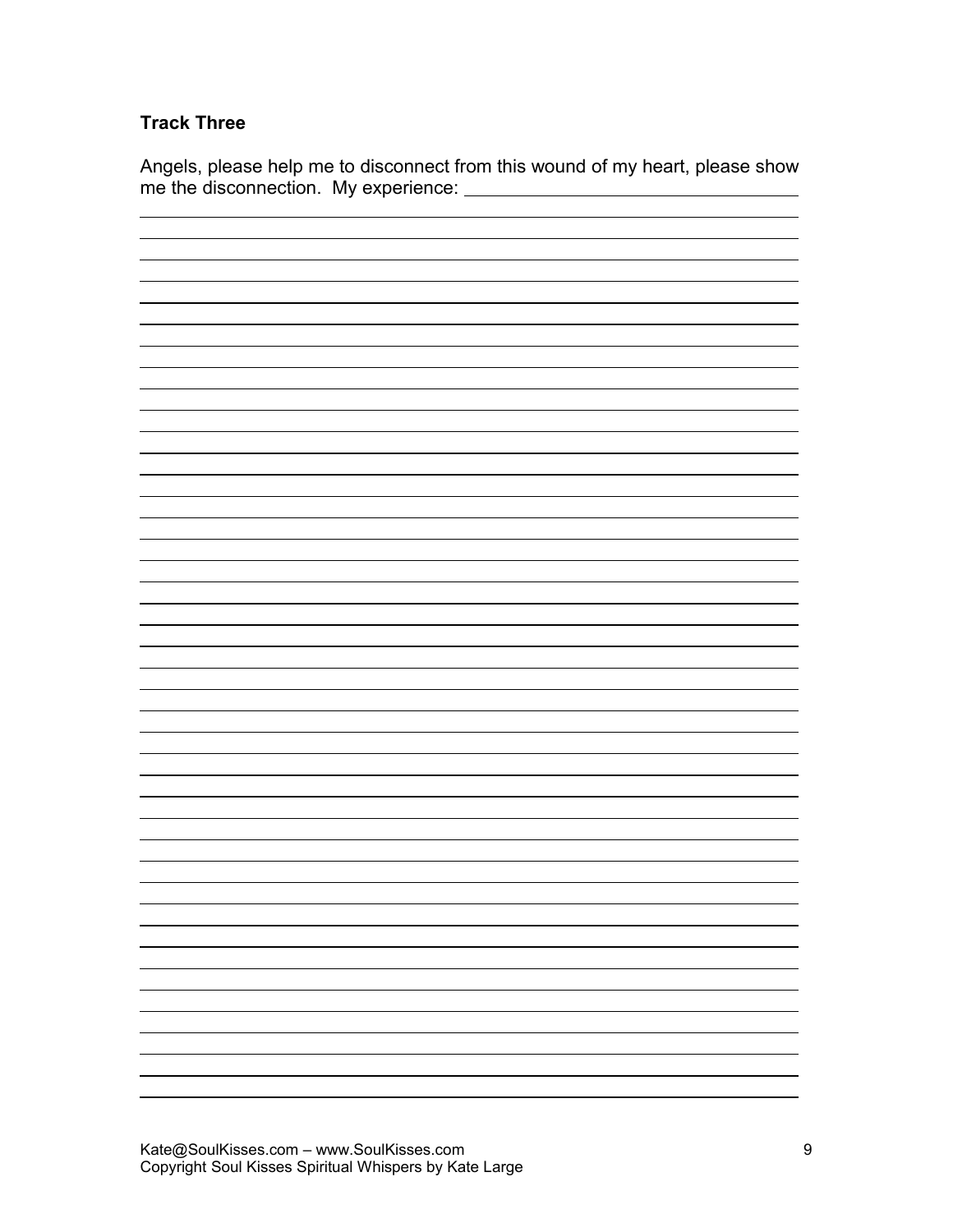**Track Three**

Angels, please help me to disconnect from this wound of my heart, please show me the disconnection. My experience: \_\_\_\_\_\_\_\_\_\_\_\_\_\_\_\_\_\_\_\_\_\_\_\_\_\_\_\_\_\_\_\_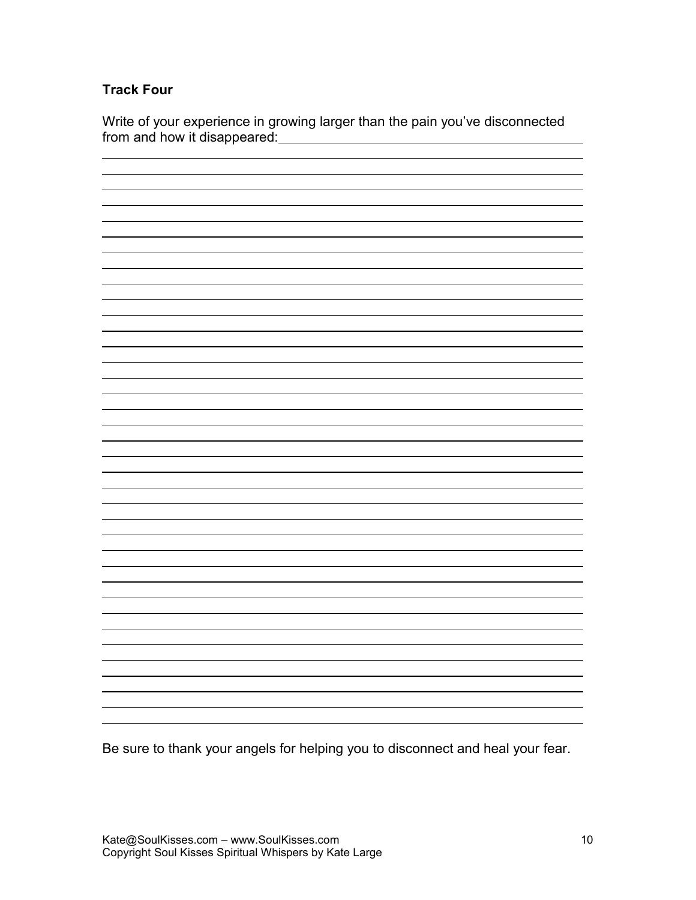**Track Four**

Write of your experience in growing larger than the pain you've disconnected from and how it disappeared:

Be sure to thank your angels for helping you to disconnect and heal your fear.

Kate@SoulKisses.com – www.SoulKisses.com
Copyright Soul Kisses Spiritual Whispers by Kate Large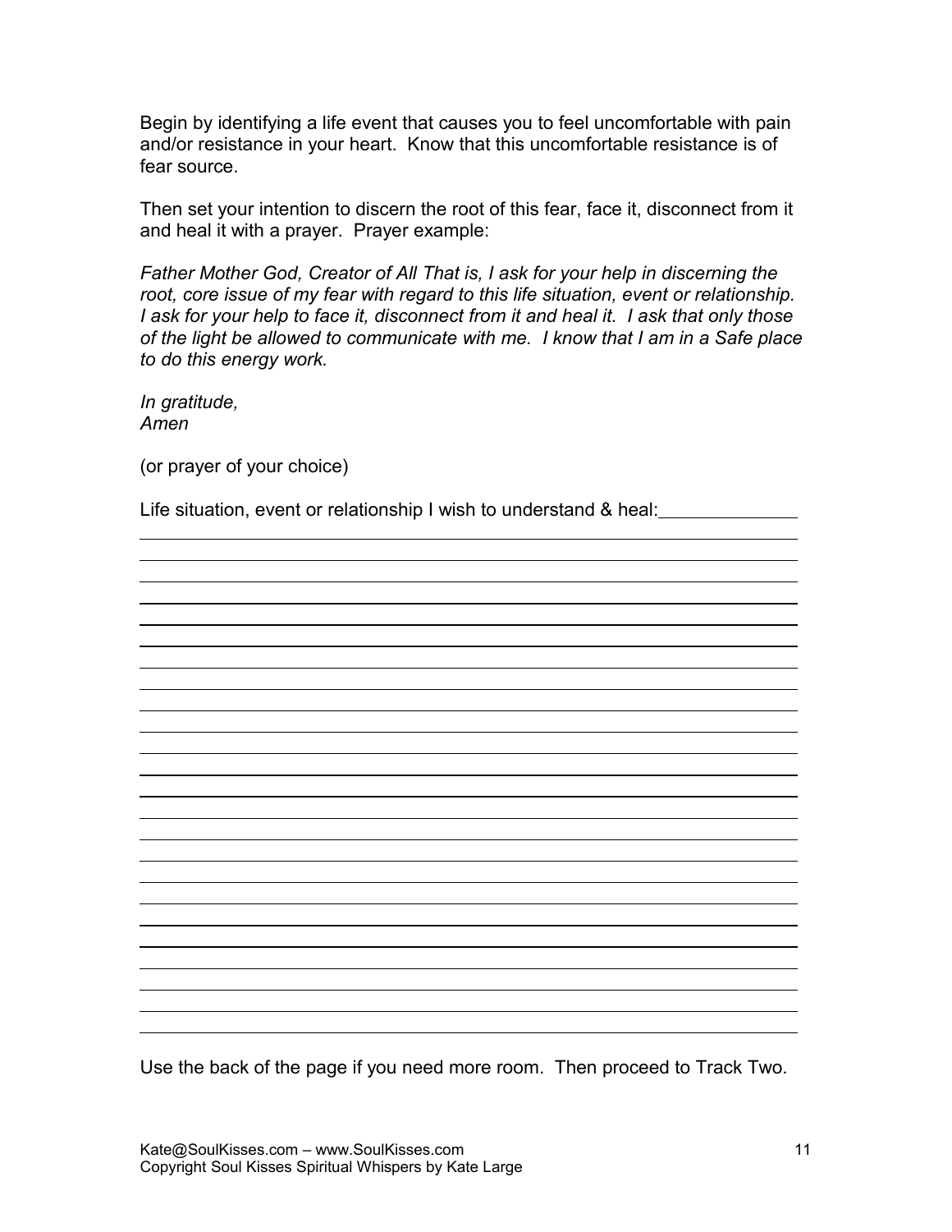Begin by identifying a life event that causes you to feel uncomfortable with pain and/or resistance in your heart. Know that this uncomfortable resistance is of fear source.

Then set your intention to discern the root of this fear, face it, disconnect from it and heal it with a prayer. Prayer example:

*Father Mother God, Creator of All That is, I ask for your help in discerning the root, core issue of my fear with regard to this life situation, event or relationship. I ask for your help to face it, disconnect from it and heal it. I ask that only those of the light be allowed to communicate with me. I know that I am in a Safe place to do this energy work.*

*In gratitude,*
*Amen*

(or prayer of your choice)

Life situation, event or relationship I wish to understand & heal: ______________

______________________________________________________________________
______________________________________________________________________
______________________________________________________________________
______________________________________________________________________
______________________________________________________________________
______________________________________________________________________
______________________________________________________________________
______________________________________________________________________
______________________________________________________________________
______________________________________________________________________
______________________________________________________________________
______________________________________________________________________
______________________________________________________________________
______________________________________________________________________
______________________________________________________________________
______________________________________________________________________
______________________________________________________________________
______________________________________________________________________
______________________________________________________________________
______________________________________________________________________
______________________________________________________________________
______________________________________________________________________
______________________________________________________________________
______________________________________________________________________

Use the back of the page if you need more room. Then proceed to Track Two.

Kate@SoulKisses.com – www.SoulKisses.com
Copyright Soul Kisses Spiritual Whispers by Kate Large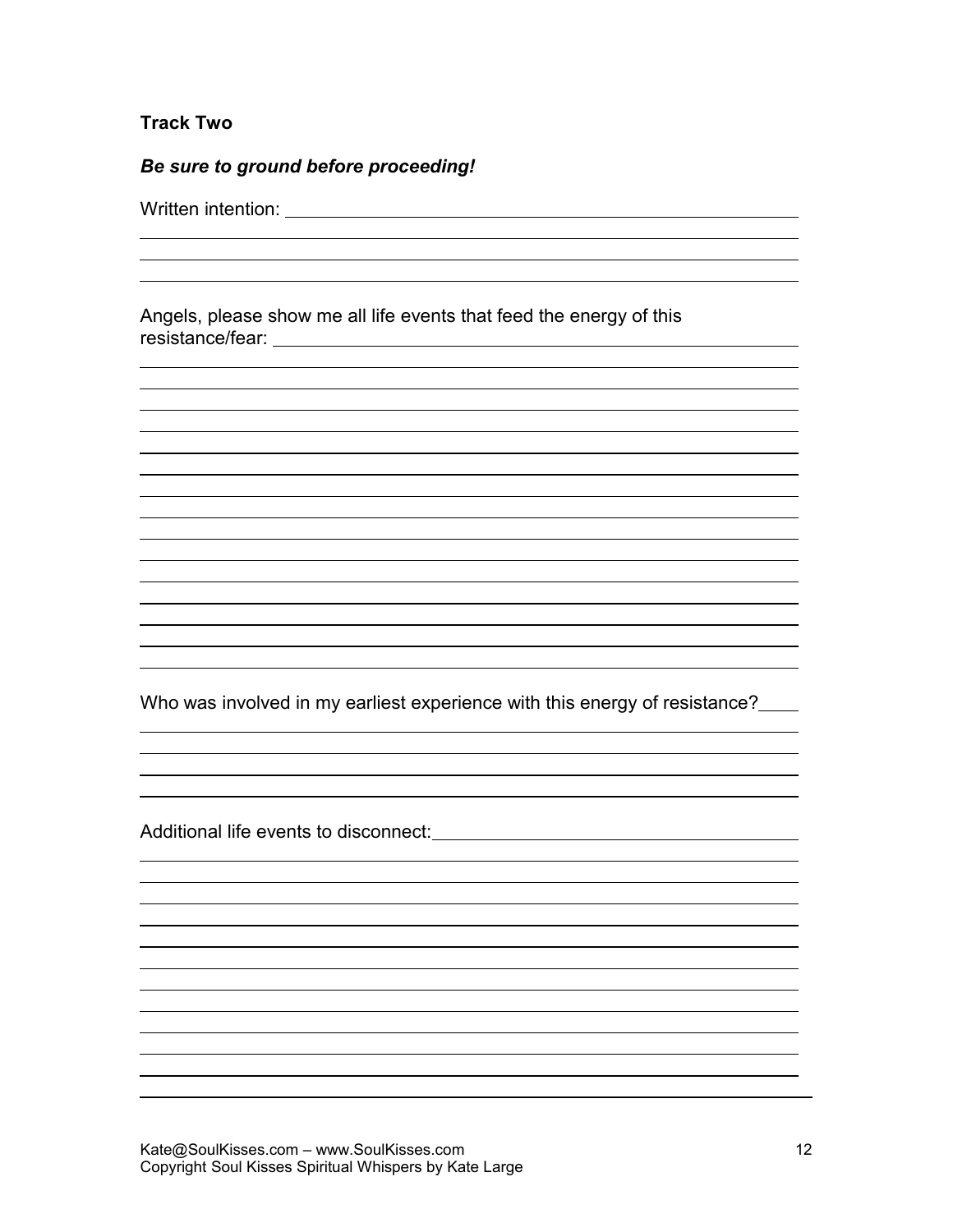**Track Two**

***Be sure to ground before proceeding!***

Written intention: ______________________________________________

Angels, please show me all life events that feed the energy of this resistance/fear: ______________________________________________

Who was involved in my earliest experience with this energy of resistance? ____

Additional life events to disconnect: ______________________________________________

Kate@SoulKisses.com – www.SoulKisses.com
Copyright Soul Kisses Spiritual Whispers by Kate Large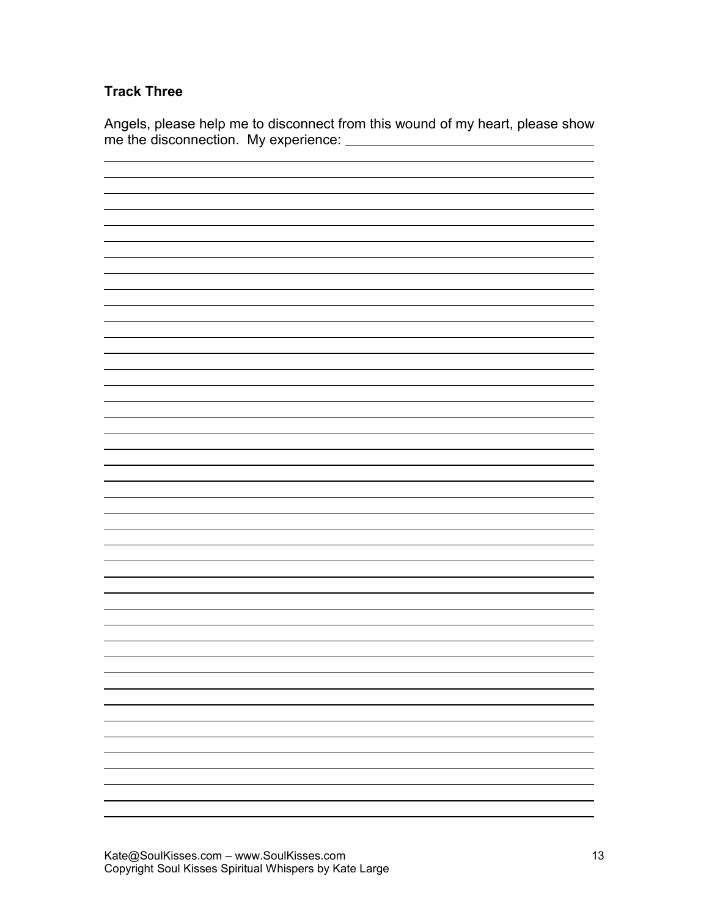**Track Three**

Angels, please help me to disconnect from this wound of my heart, please show me the disconnection. My experience: ___________________________________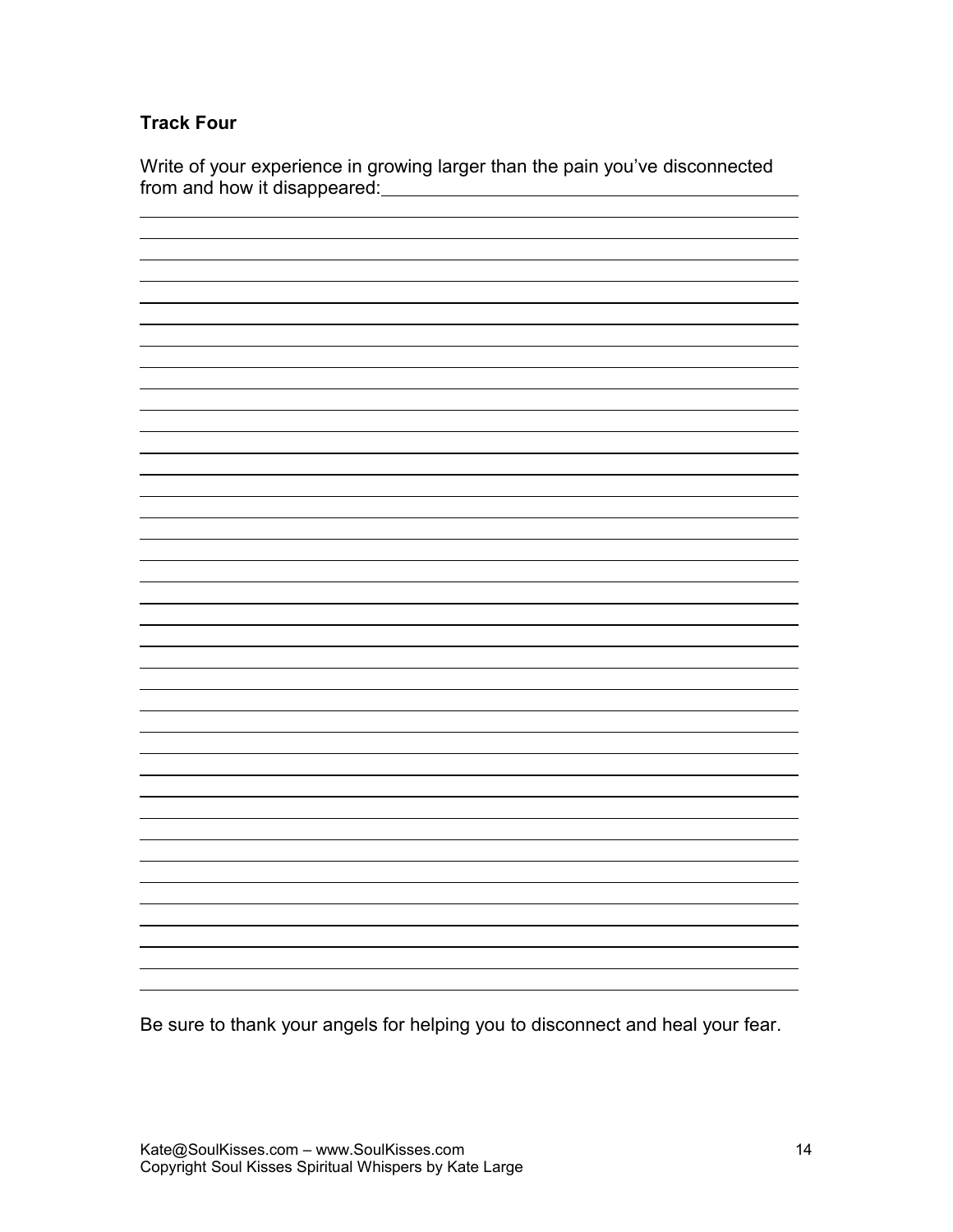**Track Four**

Write of your experience in growing larger than the pain you've disconnected from and how it disappeared:

Be sure to thank your angels for helping you to disconnect and heal your fear.

Kate@SoulKisses.com – www.SoulKisses.com
Copyright Soul Kisses Spiritual Whispers by Kate Large